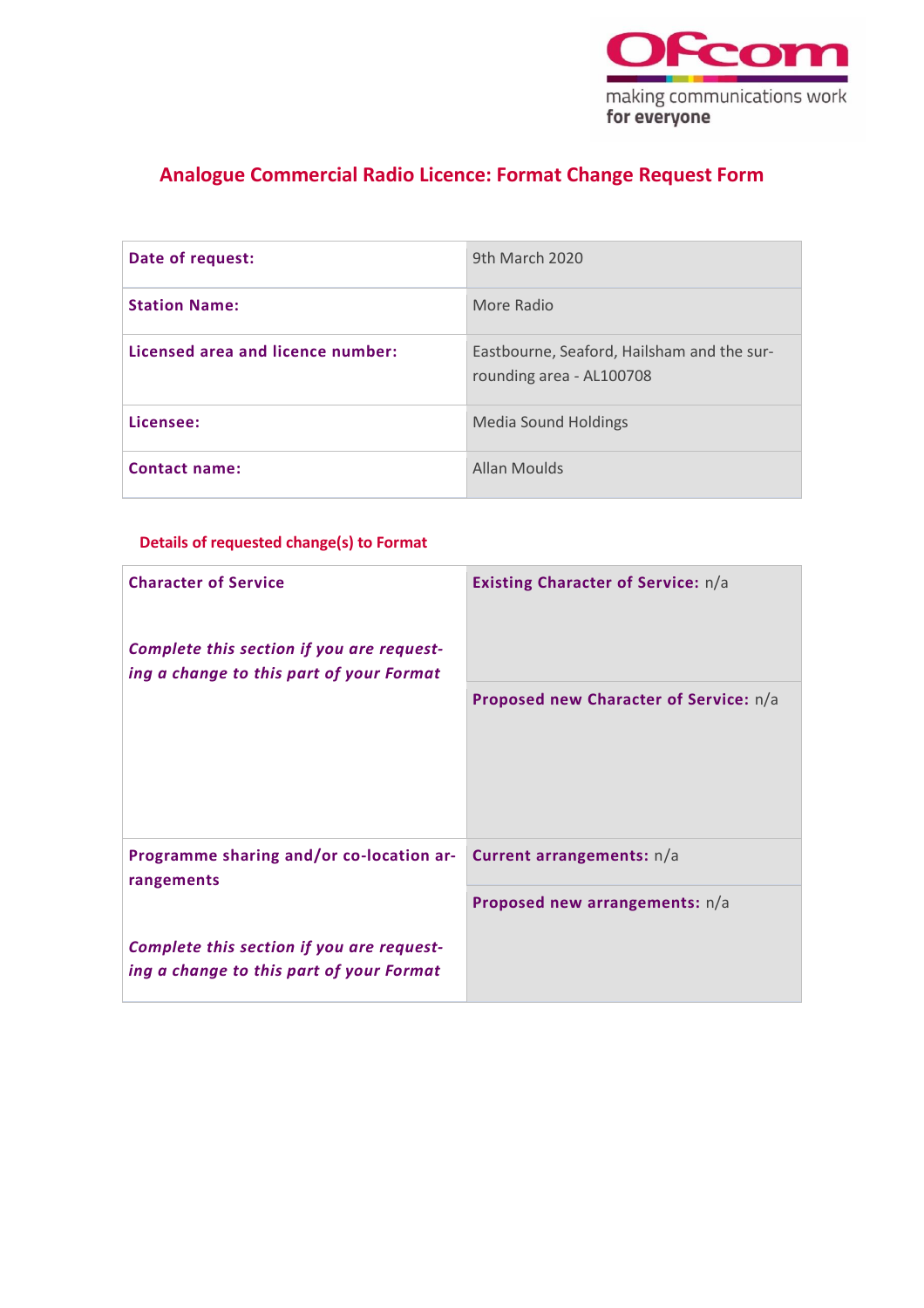# Analogue Commercial Radio Licence: Format Change Request Form

| | |
|---|---|
| **Date of request:** | 9th March 2020 |
| **Station Name:** | More Radio |
| **Licensed area and licence number:** | Eastbourne, Seaford, Hailsham and the surrounding area - AL100708 |
| **Licensee:** | Media Sound Holdings |
| **Contact name:** | Allan Moulds |

## Details of requested change(s) to Format

| | |
|---|---|
| **Character of Service**<br><br>***Complete this section if you are requesting a change to this part of your Format*** | **Existing Character of Service:** n/a<br><br>**Proposed new Character of Service:** n/a |
| **Programme sharing and/or co-location arrangements**<br><br>***Complete this section if you are requesting a change to this part of your Format*** | **Current arrangements:** n/a<br><br>**Proposed new arrangements:** n/a |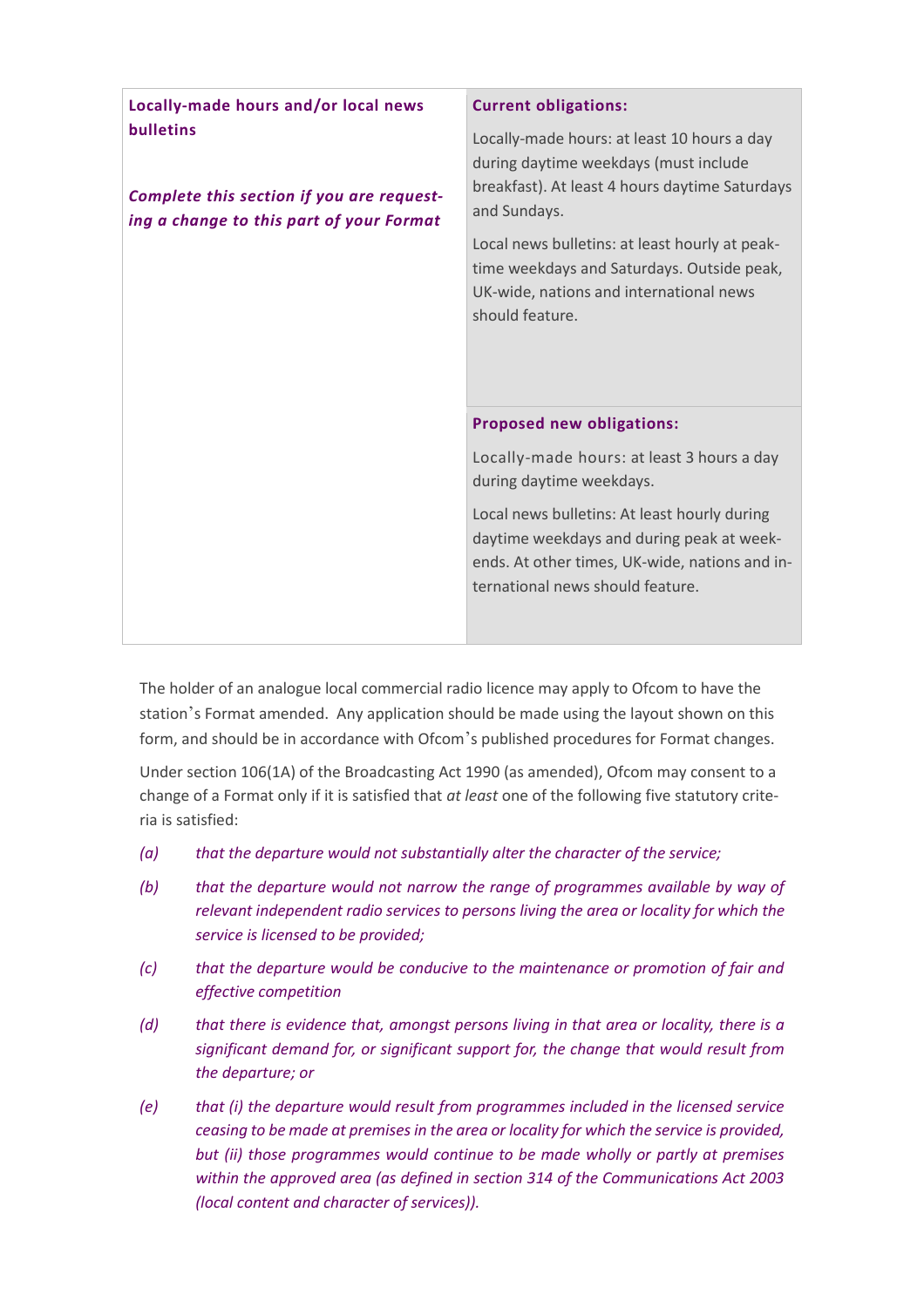| Locally-made hours and/or local news bulletins | **Current obligations:** |
|---|---|
| ***Complete this section if you are requesting a change to this part of your Format*** | Locally-made hours: at least 10 hours a day during daytime weekdays (must include breakfast). At least 4 hours daytime Saturdays and Sundays.<br><br>Local news bulletins: at least hourly at peak-time weekdays and Saturdays. Outside peak, UK-wide, nations and international news should feature. |
| | **Proposed new obligations:** |
| | Locally-made hours: at least 3 hours a day during daytime weekdays.<br><br>Local news bulletins: At least hourly during daytime weekdays and during peak at weekends. At other times, UK-wide, nations and international news should feature. |

The holder of an analogue local commercial radio licence may apply to Ofcom to have the station's Format amended. Any application should be made using the layout shown on this form, and should be in accordance with Ofcom's published procedures for Format changes.

Under section 106(1A) of the Broadcasting Act 1990 (as amended), Ofcom may consent to a change of a Format only if it is satisfied that *at least* one of the following five statutory criteria is satisfied:

*(a)* *that the departure would not substantially alter the character of the service;*

*(b)* *that the departure would not narrow the range of programmes available by way of relevant independent radio services to persons living the area or locality for which the service is licensed to be provided;*

*(c)* *that the departure would be conducive to the maintenance or promotion of fair and effective competition*

*(d)* *that there is evidence that, amongst persons living in that area or locality, there is a significant demand for, or significant support for, the change that would result from the departure; or*

*(e)* *that (i) the departure would result from programmes included in the licensed service ceasing to be made at premises in the area or locality for which the service is provided, but (ii) those programmes would continue to be made wholly or partly at premises within the approved area (as defined in section 314 of the Communications Act 2003 (local content and character of services)).*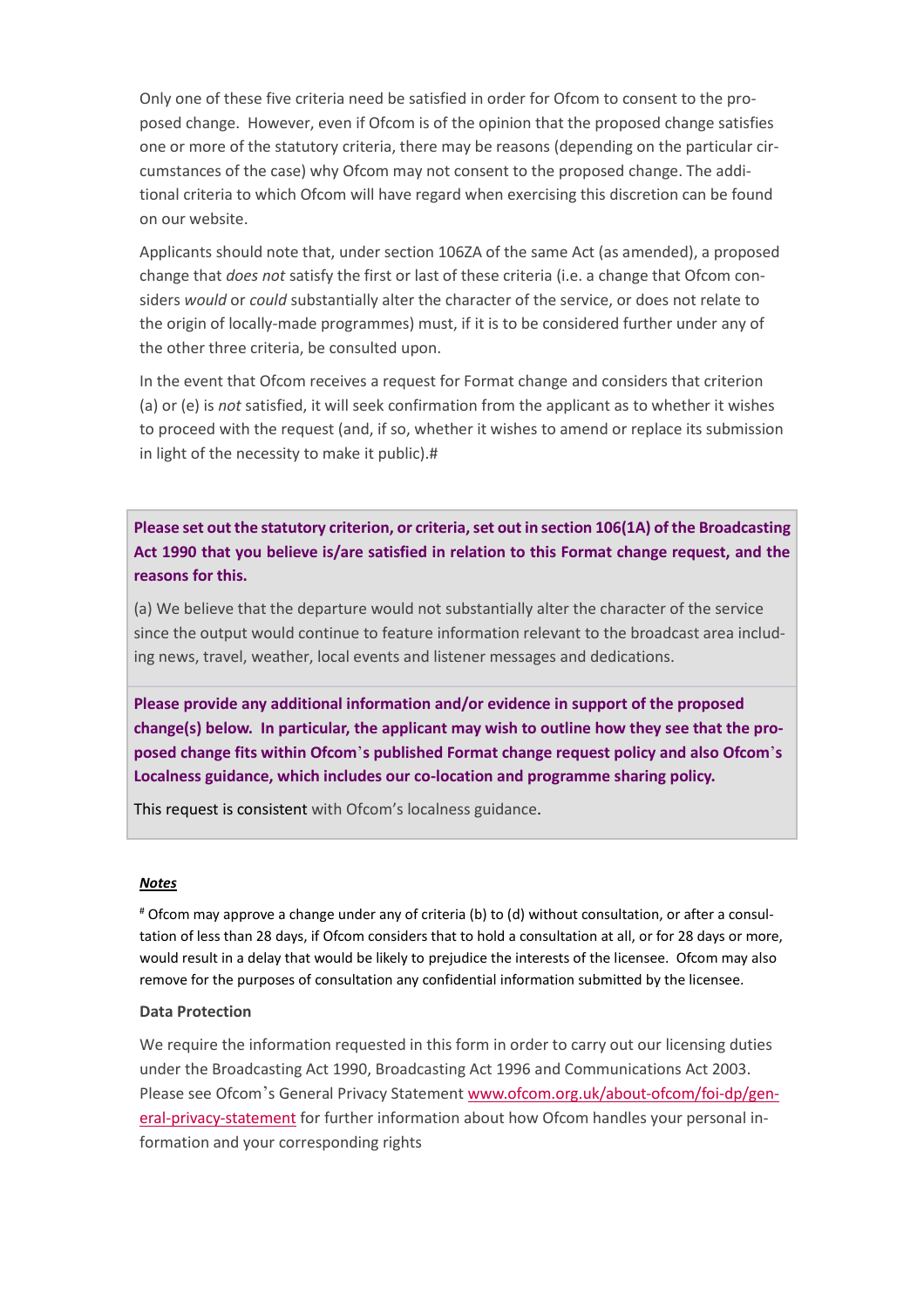Only one of these five criteria need be satisfied in order for Ofcom to consent to the proposed change. However, even if Ofcom is of the opinion that the proposed change satisfies one or more of the statutory criteria, there may be reasons (depending on the particular circumstances of the case) why Ofcom may not consent to the proposed change. The additional criteria to which Ofcom will have regard when exercising this discretion can be found on our website.

Applicants should note that, under section 106ZA of the same Act (as amended), a proposed change that *does not* satisfy the first or last of these criteria (i.e. a change that Ofcom considers *would* or *could* substantially alter the character of the service, or does not relate to the origin of locally-made programmes) must, if it is to be considered further under any of the other three criteria, be consulted upon.

In the event that Ofcom receives a request for Format change and considers that criterion (a) or (e) is *not* satisfied, it will seek confirmation from the applicant as to whether it wishes to proceed with the request (and, if so, whether it wishes to amend or replace its submission in light of the necessity to make it public).#

**Please set out the statutory criterion, or criteria, set out in section 106(1A) of the Broadcasting Act 1990 that you believe is/are satisfied in relation to this Format change request, and the reasons for this.**

(a) We believe that the departure would not substantially alter the character of the service since the output would continue to feature information relevant to the broadcast area including news, travel, weather, local events and listener messages and dedications.

**Please provide any additional information and/or evidence in support of the proposed change(s) below. In particular, the applicant may wish to outline how they see that the proposed change fits within Ofcom's published Format change request policy and also Ofcom's Localness guidance, which includes our co-location and programme sharing policy.**

This request is consistent with Ofcom's localness guidance.

***Notes***

# Ofcom may approve a change under any of criteria (b) to (d) without consultation, or after a consultation of less than 28 days, if Ofcom considers that to hold a consultation at all, or for 28 days or more, would result in a delay that would be likely to prejudice the interests of the licensee. Ofcom may also remove for the purposes of consultation any confidential information submitted by the licensee.

**Data Protection**

We require the information requested in this form in order to carry out our licensing duties under the Broadcasting Act 1990, Broadcasting Act 1996 and Communications Act 2003. Please see Ofcom's General Privacy Statement [www.ofcom.org.uk/about-ofcom/foi-dp/general-privacy-statement](www.ofcom.org.uk/about-ofcom/foi-dp/general-privacy-statement) for further information about how Ofcom handles your personal information and your corresponding rights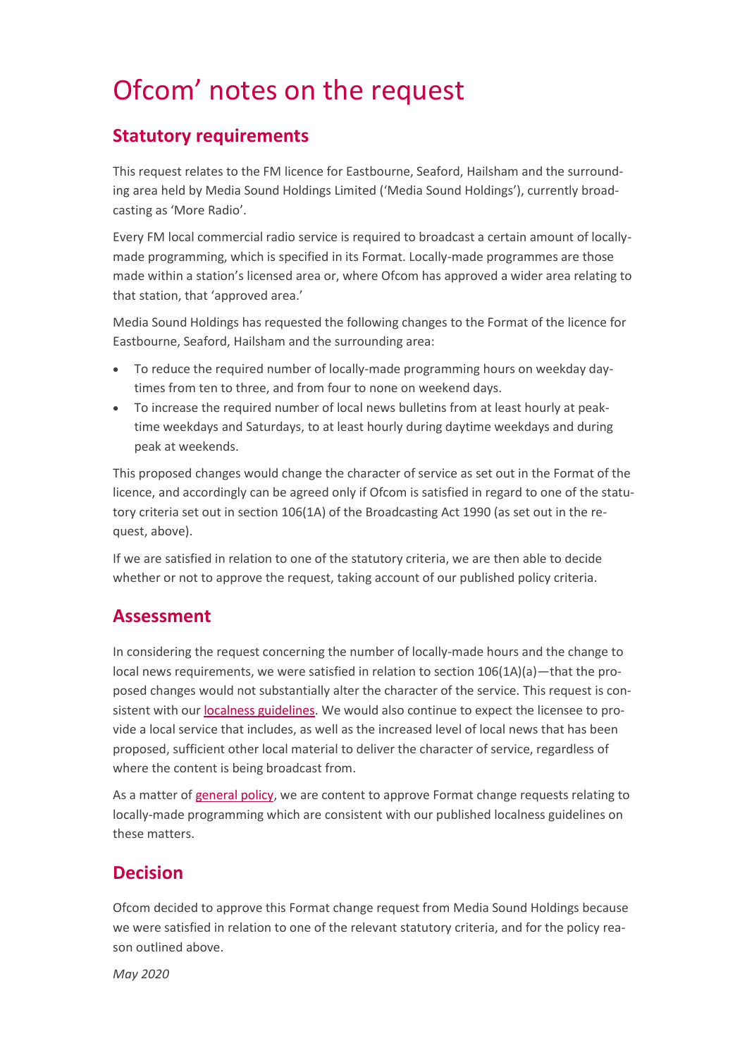# Ofcom' notes on the request

## Statutory requirements

This request relates to the FM licence for Eastbourne, Seaford, Hailsham and the surrounding area held by Media Sound Holdings Limited ('Media Sound Holdings'), currently broadcasting as 'More Radio'.

Every FM local commercial radio service is required to broadcast a certain amount of locally-made programming, which is specified in its Format. Locally-made programmes are those made within a station's licensed area or, where Ofcom has approved a wider area relating to that station, that 'approved area.'

Media Sound Holdings has requested the following changes to the Format of the licence for Eastbourne, Seaford, Hailsham and the surrounding area:

- To reduce the required number of locally-made programming hours on weekday daytimes from ten to three, and from four to none on weekend days.
- To increase the required number of local news bulletins from at least hourly at peak-time weekdays and Saturdays, to at least hourly during daytime weekdays and during peak at weekends.

This proposed changes would change the character of service as set out in the Format of the licence, and accordingly can be agreed only if Ofcom is satisfied in regard to one of the statutory criteria set out in section 106(1A) of the Broadcasting Act 1990 (as set out in the request, above).

If we are satisfied in relation to one of the statutory criteria, we are then able to decide whether or not to approve the request, taking account of our published policy criteria.

## Assessment

In considering the request concerning the number of locally-made hours and the change to local news requirements, we were satisfied in relation to section 106(1A)(a)—that the proposed changes would not substantially alter the character of the service. This request is consistent with our localness guidelines. We would also continue to expect the licensee to provide a local service that includes, as well as the increased level of local news that has been proposed, sufficient other local material to deliver the character of service, regardless of where the content is being broadcast from.

As a matter of general policy, we are content to approve Format change requests relating to locally-made programming which are consistent with our published localness guidelines on these matters.

## Decision

Ofcom decided to approve this Format change request from Media Sound Holdings because we were satisfied in relation to one of the relevant statutory criteria, and for the policy reason outlined above.

*May 2020*